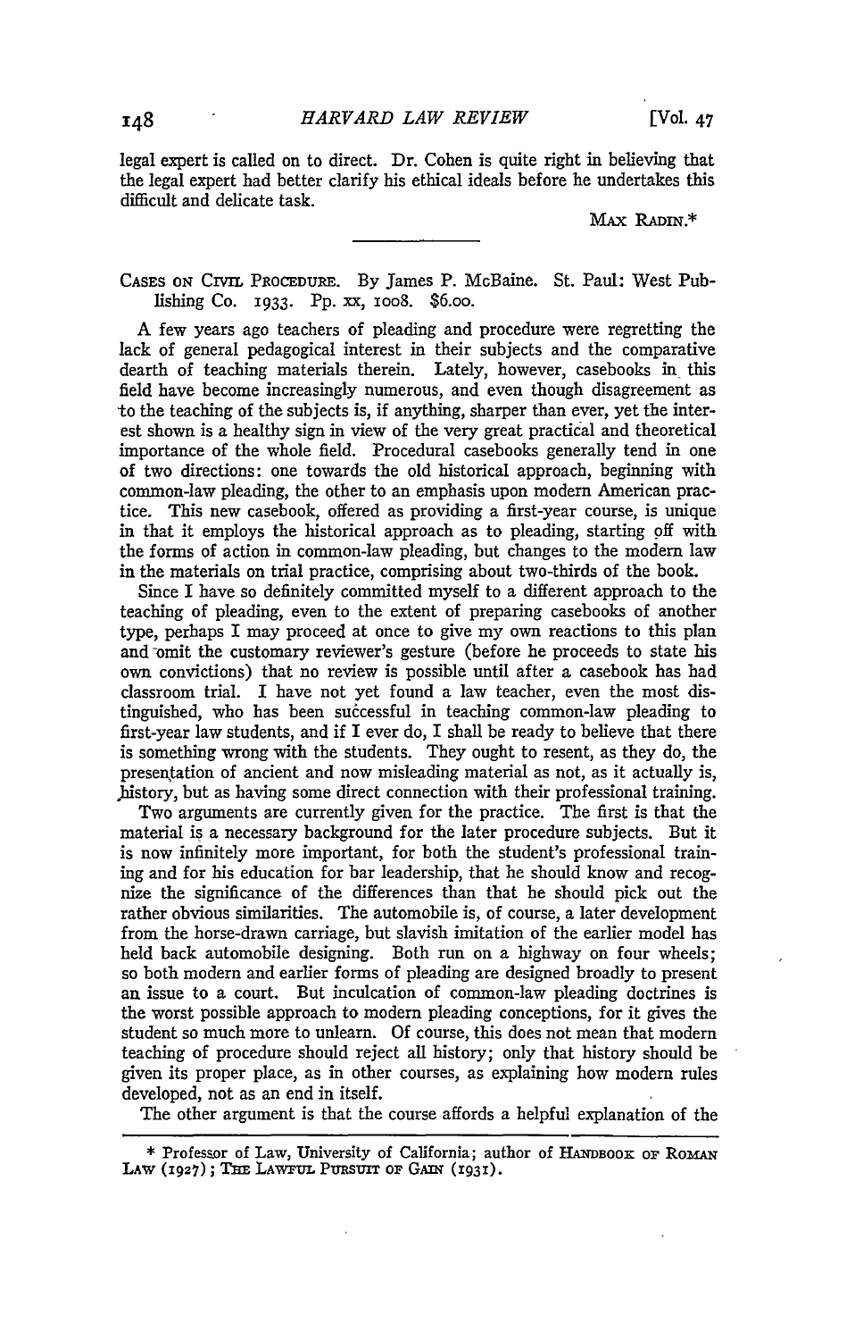legal expert is called on to direct. Dr. Cohen is quite right in believing that the legal expert had better clarify his ethical ideals before he undertakes this difficult and delicate task.

MAX RADIN.*

---

CASES ON CIVIL PROCEDURE. By James P. McBaine. St. Paul: West Publishing Co. 1933. Pp. xx, 1008. $6.00.

A few years ago teachers of pleading and procedure were regretting the lack of general pedagogical interest in their subjects and the comparative dearth of teaching materials therein. Lately, however, casebooks in this field have become increasingly numerous, and even though disagreement as to the teaching of the subjects is, if anything, sharper than ever, yet the interest shown is a healthy sign in view of the very great practical and theoretical importance of the whole field. Procedural casebooks generally tend in one of two directions: one towards the old historical approach, beginning with common-law pleading, the other to an emphasis upon modern American practice. This new casebook, offered as providing a first-year course, is unique in that it employs the historical approach as to pleading, starting off with the forms of action in common-law pleading, but changes to the modern law in the materials on trial practice, comprising about two-thirds of the book.

Since I have so definitely committed myself to a different approach to the teaching of pleading, even to the extent of preparing casebooks of another type, perhaps I may proceed at once to give my own reactions to this plan and omit the customary reviewer's gesture (before he proceeds to state his own convictions) that no review is possible until after a casebook has had classroom trial. I have not yet found a law teacher, even the most distinguished, who has been successful in teaching common-law pleading to first-year law students, and if I ever do, I shall be ready to believe that there is something wrong with the students. They ought to resent, as they do, the presentation of ancient and now misleading material as not, as it actually is, history, but as having some direct connection with their professional training.

Two arguments are currently given for the practice. The first is that the material is a necessary background for the later procedure subjects. But it is now infinitely more important, for both the student's professional training and for his education for bar leadership, that he should know and recognize the significance of the differences than that he should pick out the rather obvious similarities. The automobile is, of course, a later development from the horse-drawn carriage, but slavish imitation of the earlier model has held back automobile designing. Both run on a highway on four wheels; so both modern and earlier forms of pleading are designed broadly to present an issue to a court. But inculcation of common-law pleading doctrines is the worst possible approach to modern pleading conceptions, for it gives the student so much more to unlearn. Of course, this does not mean that modern teaching of procedure should reject all history; only that history should be given its proper place, as in other courses, as explaining how modern rules developed, not as an end in itself.

The other argument is that the course affords a helpful explanation of the

---

\* Professor of Law, University of California; author of HANDBOOK OF ROMAN LAW (1927); THE LAWFUL PURSUIT OF GAIN (1931).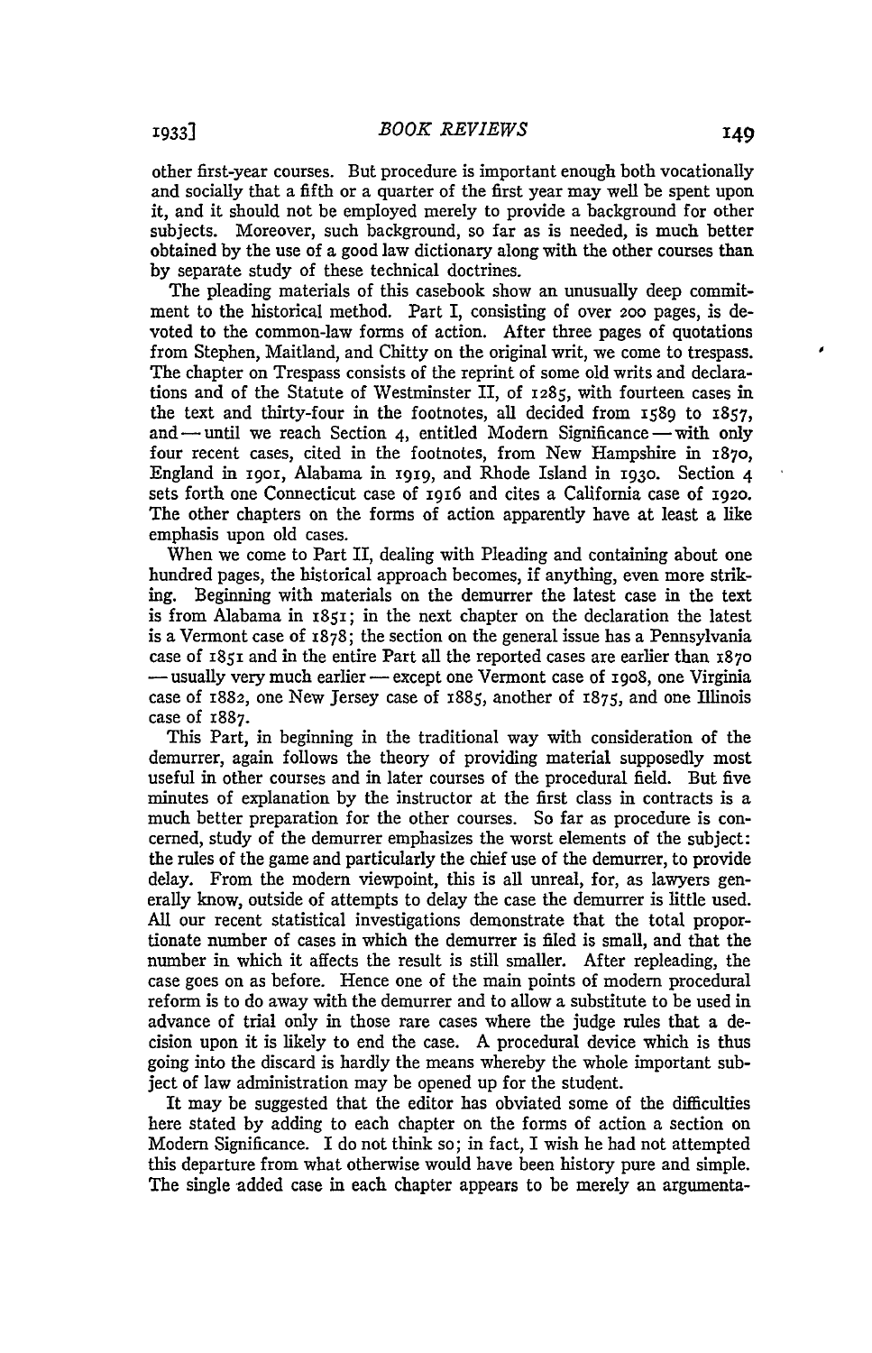other first-year courses. But procedure is important enough both vocationally and socially that a fifth or a quarter of the first year may well be spent upon it, and it should not be employed merely to provide a background for other subjects. Moreover, such background, so far as is needed, is much better obtained by the use of a good law dictionary along with the other courses than by separate study of these technical doctrines.

The pleading materials of this casebook show an unusually deep commitment to the historical method. Part I, consisting of over 200 pages, is devoted to the common-law forms of action. After three pages of quotations from Stephen, Maitland, and Chitty on the original writ, we come to trespass. The chapter on Trespass consists of the reprint of some old writs and declarations and of the Statute of Westminster II, of 1285, with fourteen cases in the text and thirty-four in the footnotes, all decided from 1589 to 1857, and — until we reach Section 4, entitled Modern Significance — with only four recent cases, cited in the footnotes, from New Hampshire in 1870, England in 1901, Alabama in 1919, and Rhode Island in 1930. Section 4 sets forth one Connecticut case of 1916 and cites a California case of 1920. The other chapters on the forms of action apparently have at least a like emphasis upon old cases.

When we come to Part II, dealing with Pleading and containing about one hundred pages, the historical approach becomes, if anything, even more striking. Beginning with materials on the demurrer the latest case in the text is from Alabama in 1851; in the next chapter on the declaration the latest is a Vermont case of 1878; the section on the general issue has a Pennsylvania case of 1851 and in the entire Part all the reported cases are earlier than 1870 — usually very much earlier — except one Vermont case of 1908, one Virginia case of 1882, one New Jersey case of 1885, another of 1875, and one Illinois case of 1887.

This Part, in beginning in the traditional way with consideration of the demurrer, again follows the theory of providing material supposedly most useful in other courses and in later courses of the procedural field. But five minutes of explanation by the instructor at the first class in contracts is a much better preparation for the other courses. So far as procedure is concerned, study of the demurrer emphasizes the worst elements of the subject: the rules of the game and particularly the chief use of the demurrer, to provide delay. From the modern viewpoint, this is all unreal, for, as lawyers generally know, outside of attempts to delay the case the demurrer is little used. All our recent statistical investigations demonstrate that the total proportionate number of cases in which the demurrer is filed is small, and that the number in which it affects the result is still smaller. After repleading, the case goes on as before. Hence one of the main points of modern procedural reform is to do away with the demurrer and to allow a substitute to be used in advance of trial only in those rare cases where the judge rules that a decision upon it is likely to end the case. A procedural device which is thus going into the discard is hardly the means whereby the whole important subject of law administration may be opened up for the student.

It may be suggested that the editor has obviated some of the difficulties here stated by adding to each chapter on the forms of action a section on Modern Significance. I do not think so; in fact, I wish he had not attempted this departure from what otherwise would have been history pure and simple. The single added case in each chapter appears to be merely an argumenta-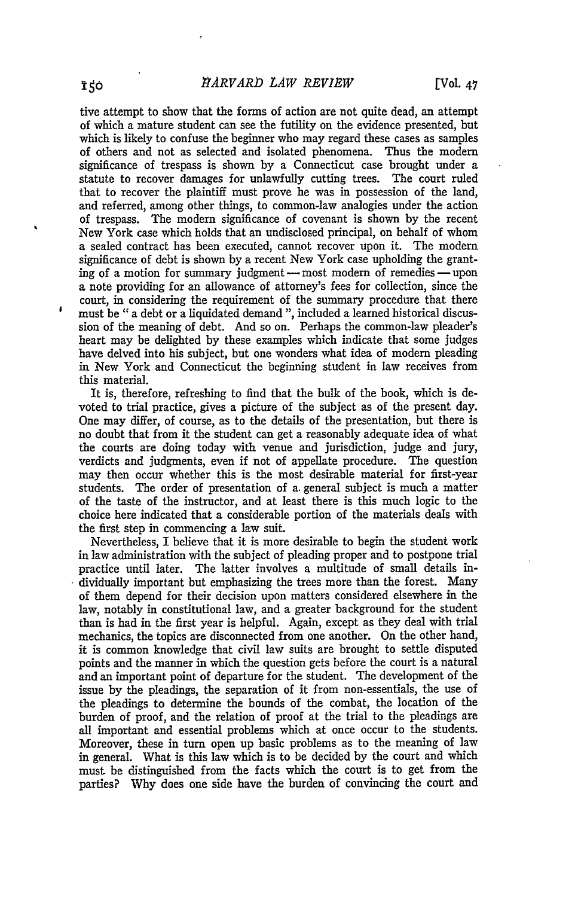tive attempt to show that the forms of action are not quite dead, an attempt of which a mature student can see the futility on the evidence presented, but which is likely to confuse the beginner who may regard these cases as samples of others and not as selected and isolated phenomena. Thus the modern significance of trespass is shown by a Connecticut case brought under a statute to recover damages for unlawfully cutting trees. The court ruled that to recover the plaintiff must prove he was in possession of the land, and referred, among other things, to common-law analogies under the action of trespass. The modern significance of covenant is shown by the recent New York case which holds that an undisclosed principal, on behalf of whom a sealed contract has been executed, cannot recover upon it. The modern significance of debt is shown by a recent New York case upholding the granting of a motion for summary judgment — most modern of remedies — upon a note providing for an allowance of attorney's fees for collection, since the court, in considering the requirement of the summary procedure that there must be "a debt or a liquidated demand", included a learned historical discussion of the meaning of debt. And so on. Perhaps the common-law pleader's heart may be delighted by these examples which indicate that some judges have delved into his subject, but one wonders what idea of modern pleading in New York and Connecticut the beginning student in law receives from this material.

It is, therefore, refreshing to find that the bulk of the book, which is devoted to trial practice, gives a picture of the subject as of the present day. One may differ, of course, as to the details of the presentation, but there is no doubt that from it the student can get a reasonably adequate idea of what the courts are doing today with venue and jurisdiction, judge and jury, verdicts and judgments, even if not of appellate procedure. The question may then occur whether this is the most desirable material for first-year students. The order of presentation of a general subject is much a matter of the taste of the instructor, and at least there is this much logic to the choice here indicated that a considerable portion of the materials deals with the first step in commencing a law suit.

Nevertheless, I believe that it is more desirable to begin the student work in law administration with the subject of pleading proper and to postpone trial practice until later. The latter involves a multitude of small details individually important but emphasizing the trees more than the forest. Many of them depend for their decision upon matters considered elsewhere in the law, notably in constitutional law, and a greater background for the student than is had in the first year is helpful. Again, except as they deal with trial mechanics, the topics are disconnected from one another. On the other hand, it is common knowledge that civil law suits are brought to settle disputed points and the manner in which the question gets before the court is a natural and an important point of departure for the student. The development of the issue by the pleadings, the separation of it from non-essentials, the use of the pleadings to determine the bounds of the combat, the location of the burden of proof, and the relation of proof at the trial to the pleadings are all important and essential problems which at once occur to the students. Moreover, these in turn open up basic problems as to the meaning of law in general. What is this law which is to be decided by the court and which must be distinguished from the facts which the court is to get from the parties? Why does one side have the burden of convincing the court and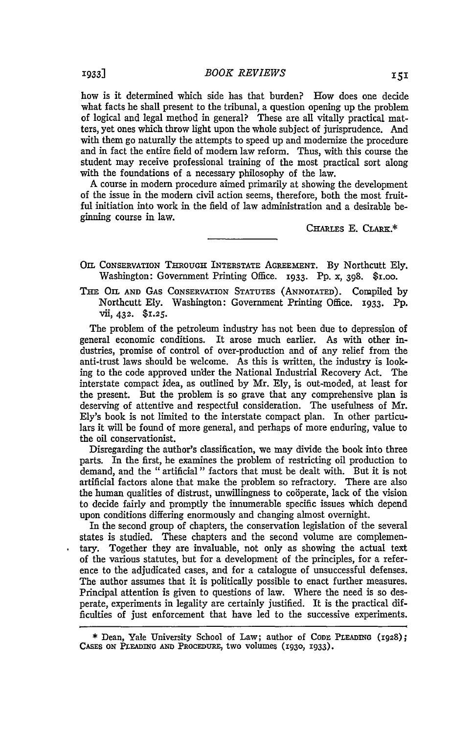how is it determined which side has that burden? How does one decide what facts he shall present to the tribunal, a question opening up the problem of logical and legal method in general? These are all vitally practical matters, yet ones which throw light upon the whole subject of jurisprudence. And with them go naturally the attempts to speed up and modernize the procedure and in fact the entire field of modern law reform. Thus, with this course the student may receive professional training of the most practical sort along with the foundations of a necessary philosophy of the law.

A course in modern procedure aimed primarily at showing the development of the issue in the modern civil action seems, therefore, both the most fruitful initiation into work in the field of law administration and a desirable beginning course in law.

CHARLES E. CLARK.*

---

OIL CONSERVATION THROUGH INTERSTATE AGREEMENT. By Northcutt Ely. Washington: Government Printing Office. 1933. Pp. x, 398. $1.00.

THE OIL AND GAS CONSERVATION STATUTES (ANNOTATED). Compiled by Northcutt Ely. Washington: Government Printing Office. 1933. Pp. vii, 432. $1.25.

The problem of the petroleum industry has not been due to depression of general economic conditions. It arose much earlier. As with other industries, promise of control of over-production and of any relief from the anti-trust laws should be welcome. As this is written, the industry is looking to the code approved under the National Industrial Recovery Act. The interstate compact idea, as outlined by Mr. Ely, is out-moded, at least for the present. But the problem is so grave that any comprehensive plan is deserving of attentive and respectful consideration. The usefulness of Mr. Ely's book is not limited to the interstate compact plan. In other particulars it will be found of more general, and perhaps of more enduring, value to the oil conservationist.

Disregarding the author's classification, we may divide the book into three parts. In the first, he examines the problem of restricting oil production to demand, and the "artificial" factors that must be dealt with. But it is not artificial factors alone that make the problem so refractory. There are also the human qualities of distrust, unwillingness to coöperate, lack of the vision to decide fairly and promptly the innumerable specific issues which depend upon conditions differing enormously and changing almost overnight.

In the second group of chapters, the conservation legislation of the several states is studied. These chapters and the second volume are complementary. Together they are invaluable, not only as showing the actual text of the various statutes, but for a development of the principles, for a reference to the adjudicated cases, and for a catalogue of unsuccessful defenses. The author assumes that it is politically possible to enact further measures. Principal attention is given to questions of law. Where the need is so desperate, experiments in legality are certainly justified. It is the practical difficulties of just enforcement that have led to the successive experiments.

* Dean, Yale University School of Law; author of CODE PLEADING (1928); CASES ON PLEADING AND PROCEDURE, two volumes (1930, 1933).